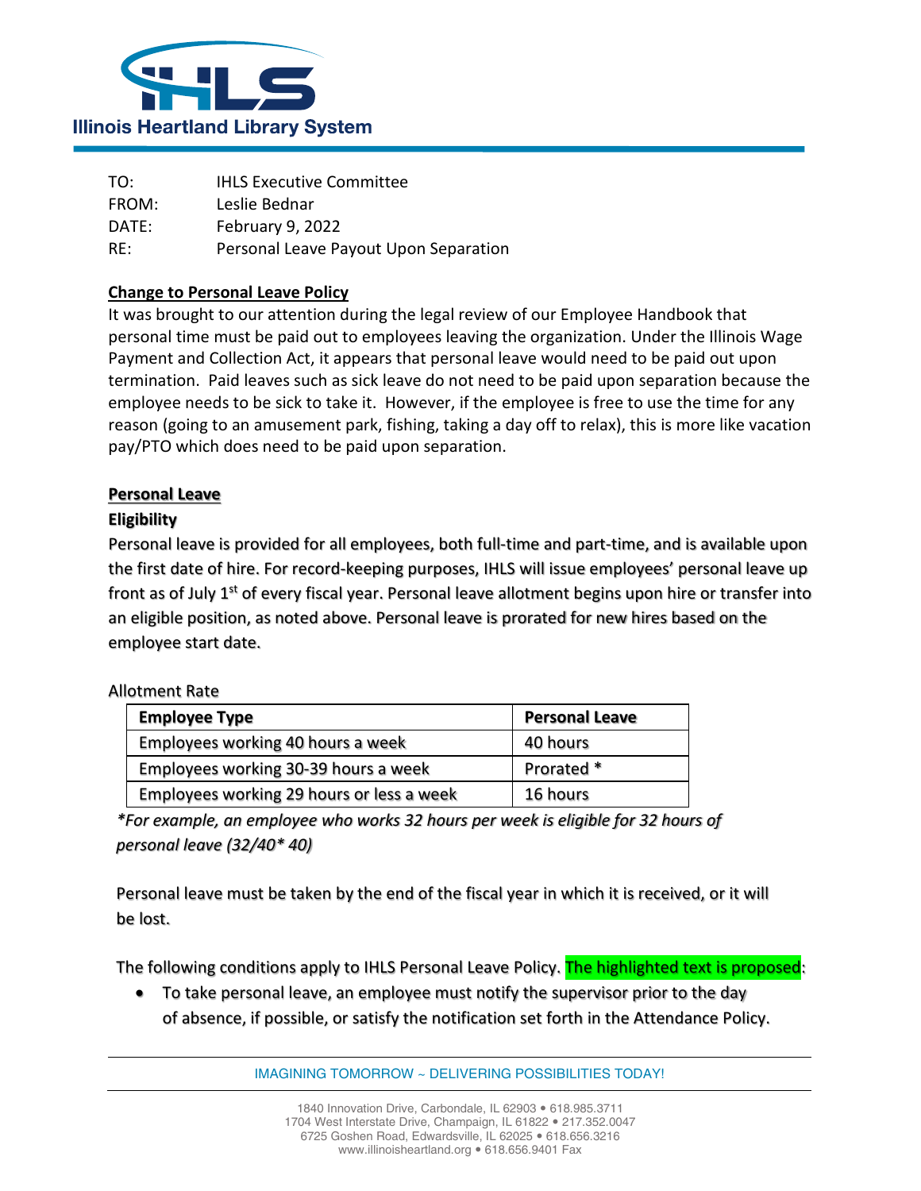Illinois Heartland Library System

TO: IHLS Executive Committee
FROM: Leslie Bednar
DATE: February 9, 2022
RE: Personal Leave Payout Upon Separation

**Change to Personal Leave Policy**

It was brought to our attention during the legal review of our Employee Handbook that personal time must be paid out to employees leaving the organization. Under the Illinois Wage Payment and Collection Act, it appears that personal leave would need to be paid out upon termination. Paid leaves such as sick leave do not need to be paid upon separation because the employee needs to be sick to take it. However, if the employee is free to use the time for any reason (going to an amusement park, fishing, taking a day off to relax), this is more like vacation pay/PTO which does need to be paid upon separation.

**Personal Leave**

**Eligibility**

Personal leave is provided for all employees, both full-time and part-time, and is available upon the first date of hire. For record-keeping purposes, IHLS will issue employees' personal leave up front as of July 1st of every fiscal year. Personal leave allotment begins upon hire or transfer into an eligible position, as noted above. Personal leave is prorated for new hires based on the employee start date.

Allotment Rate

| Employee Type | Personal Leave |
|---|---|
| Employees working 40 hours a week | 40 hours |
| Employees working 30-39 hours a week | Prorated * |
| Employees working 29 hours or less a week | 16 hours |

*\*For example, an employee who works 32 hours per week is eligible for 32 hours of personal leave (32/40\* 40)*

Personal leave must be taken by the end of the fiscal year in which it is received, or it will be lost.

The following conditions apply to IHLS Personal Leave Policy. The highlighted text is proposed:

- To take personal leave, an employee must notify the supervisor prior to the day of absence, if possible, or satisfy the notification set forth in the Attendance Policy.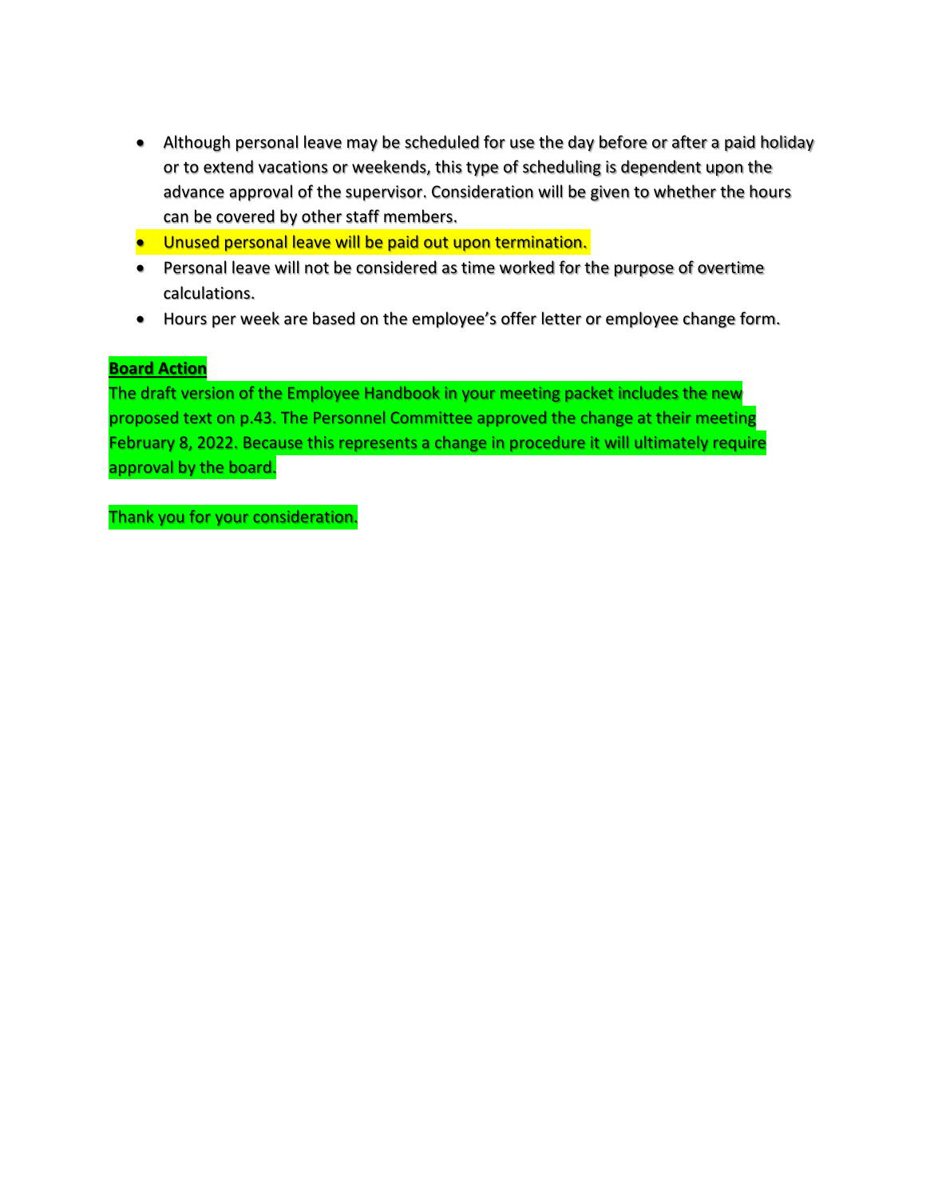- Although personal leave may be scheduled for use the day before or after a paid holiday or to extend vacations or weekends, this type of scheduling is dependent upon the advance approval of the supervisor. Consideration will be given to whether the hours can be covered by other staff members.
- Unused personal leave will be paid out upon termination.
- Personal leave will not be considered as time worked for the purpose of overtime calculations.
- Hours per week are based on the employee's offer letter or employee change form.

**Board Action**

The draft version of the Employee Handbook in your meeting packet includes the new proposed text on p.43. The Personnel Committee approved the change at their meeting February 8, 2022. Because this represents a change in procedure it will ultimately require approval by the board.

Thank you for your consideration.